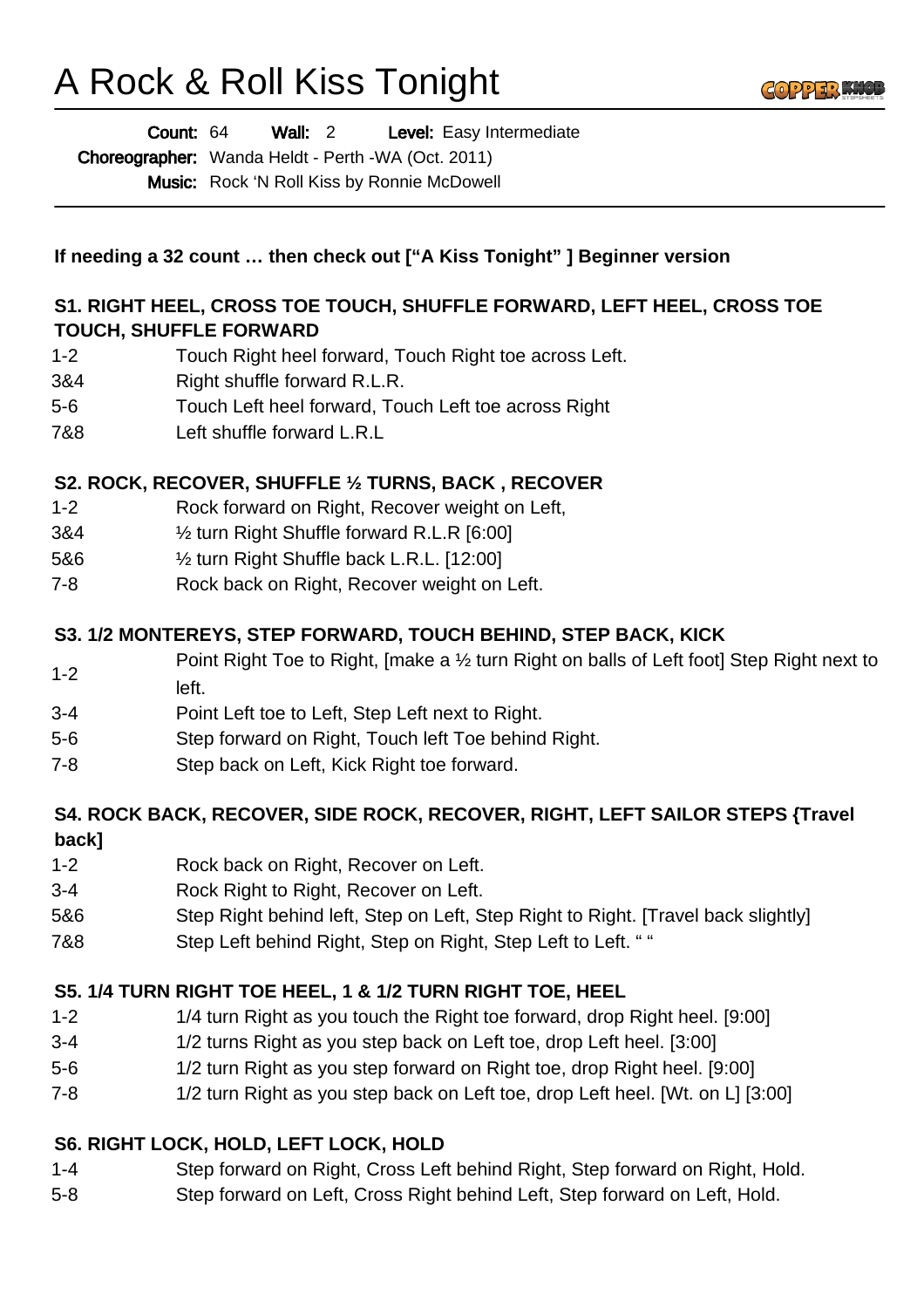# A Rock & Roll Kiss Tonight

**Count:** 64 **Wall:** 2 **Level:** Easy Intermediate
**Choreographer:** Wanda Heldt - Perth -WA (Oct. 2011)
**Music:** Rock 'N Roll Kiss by Ronnie McDowell

---

**If needing a 32 count … then check out ["A Kiss Tonight" ] Beginner version**

### S1. RIGHT HEEL, CROSS TOE TOUCH, SHUFFLE FORWARD, LEFT HEEL, CROSS TOE TOUCH, SHUFFLE FORWARD

| | |
|---|---|
| 1-2 | Touch Right heel forward, Touch Right toe across Left. |
| 3&4 | Right shuffle forward R.L.R. |
| 5-6 | Touch Left heel forward, Touch Left toe across Right |
| 7&8 | Left shuffle forward L.R.L |

### S2. ROCK, RECOVER, SHUFFLE ½ TURNS, BACK , RECOVER

| | |
|---|---|
| 1-2 | Rock forward on Right, Recover weight on Left, |
| 3&4 | ½ turn Right Shuffle forward R.L.R [6:00] |
| 5&6 | ½ turn Right Shuffle back L.R.L. [12:00] |
| 7-8 | Rock back on Right, Recover weight on Left. |

### S3. 1/2 MONTEREYS, STEP FORWARD, TOUCH BEHIND, STEP BACK, KICK

| | |
|---|---|
| 1-2 | Point Right Toe to Right, [make a ½ turn Right on balls of Left foot] Step Right next to left. |
| 3-4 | Point Left toe to Left, Step Left next to Right. |
| 5-6 | Step forward on Right, Touch left Toe behind Right. |
| 7-8 | Step back on Left, Kick Right toe forward. |

### S4. ROCK BACK, RECOVER, SIDE ROCK, RECOVER, RIGHT, LEFT SAILOR STEPS {Travel back]

| | |
|---|---|
| 1-2 | Rock back on Right, Recover on Left. |
| 3-4 | Rock Right to Right, Recover on Left. |
| 5&6 | Step Right behind left, Step on Left, Step Right to Right. [Travel back slightly] |
| 7&8 | Step Left behind Right, Step on Right, Step Left to Left. " " |

### S5. 1/4 TURN RIGHT TOE HEEL, 1 & 1/2 TURN RIGHT TOE, HEEL

| | |
|---|---|
| 1-2 | 1/4 turn Right as you touch the Right toe forward, drop Right heel. [9:00] |
| 3-4 | 1/2 turns Right as you step back on Left toe, drop Left heel. [3:00] |
| 5-6 | 1/2 turn Right as you step forward on Right toe, drop Right heel. [9:00] |
| 7-8 | 1/2 turn Right as you step back on Left toe, drop Left heel. [Wt. on L] [3:00] |

### S6. RIGHT LOCK, HOLD, LEFT LOCK, HOLD

| | |
|---|---|
| 1-4 | Step forward on Right, Cross Left behind Right, Step forward on Right, Hold. |
| 5-8 | Step forward on Left, Cross Right behind Left, Step forward on Left, Hold. |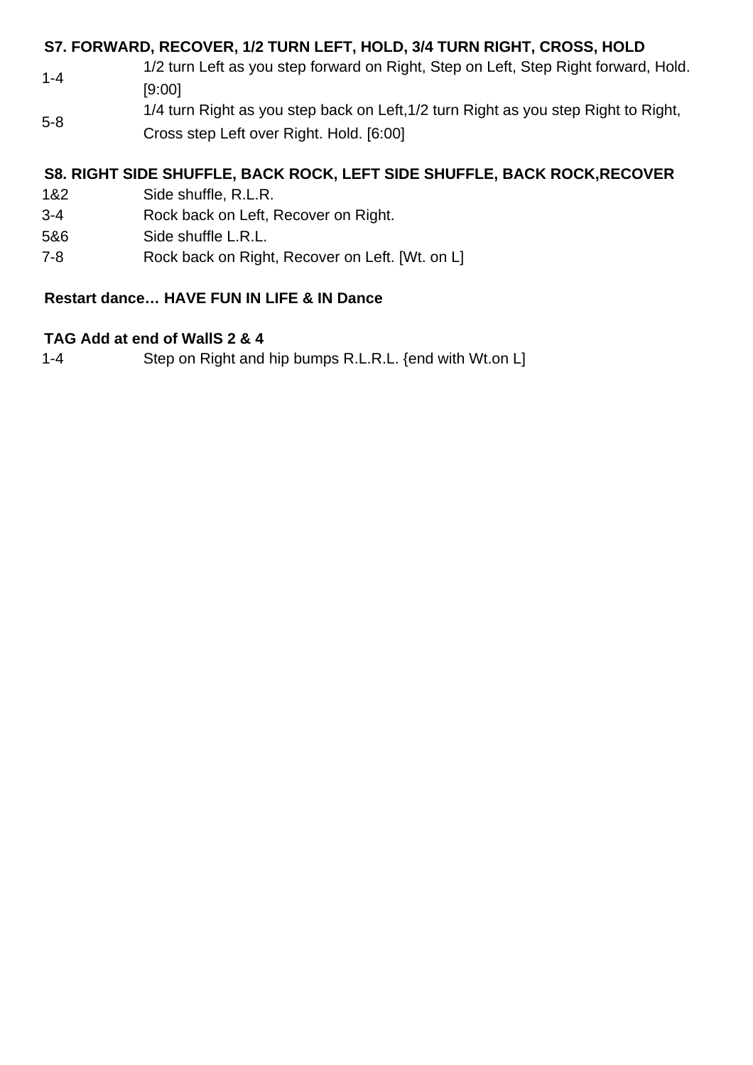**S7. FORWARD, RECOVER, 1/2 TURN LEFT, HOLD, 3/4 TURN RIGHT, CROSS, HOLD**

| | |
|---|---|
| 1-4 | 1/2 turn Left as you step forward on Right, Step on Left, Step Right forward, Hold. [9:00] |
| 5-8 | 1/4 turn Right as you step back on Left,1/2 turn Right as you step Right to Right, Cross step Left over Right. Hold. [6:00] |

**S8. RIGHT SIDE SHUFFLE, BACK ROCK, LEFT SIDE SHUFFLE, BACK ROCK,RECOVER**

| | |
|---|---|
| 1&2 | Side shuffle, R.L.R. |
| 3-4 | Rock back on Left, Recover on Right. |
| 5&6 | Side shuffle L.R.L. |
| 7-8 | Rock back on Right, Recover on Left. [Wt. on L] |

**Restart dance… HAVE FUN IN LIFE & IN Dance**

**TAG Add at end of WallS 2 & 4**

| | |
|---|---|
| 1-4 | Step on Right and hip bumps R.L.R.L. {end with Wt.on L] |